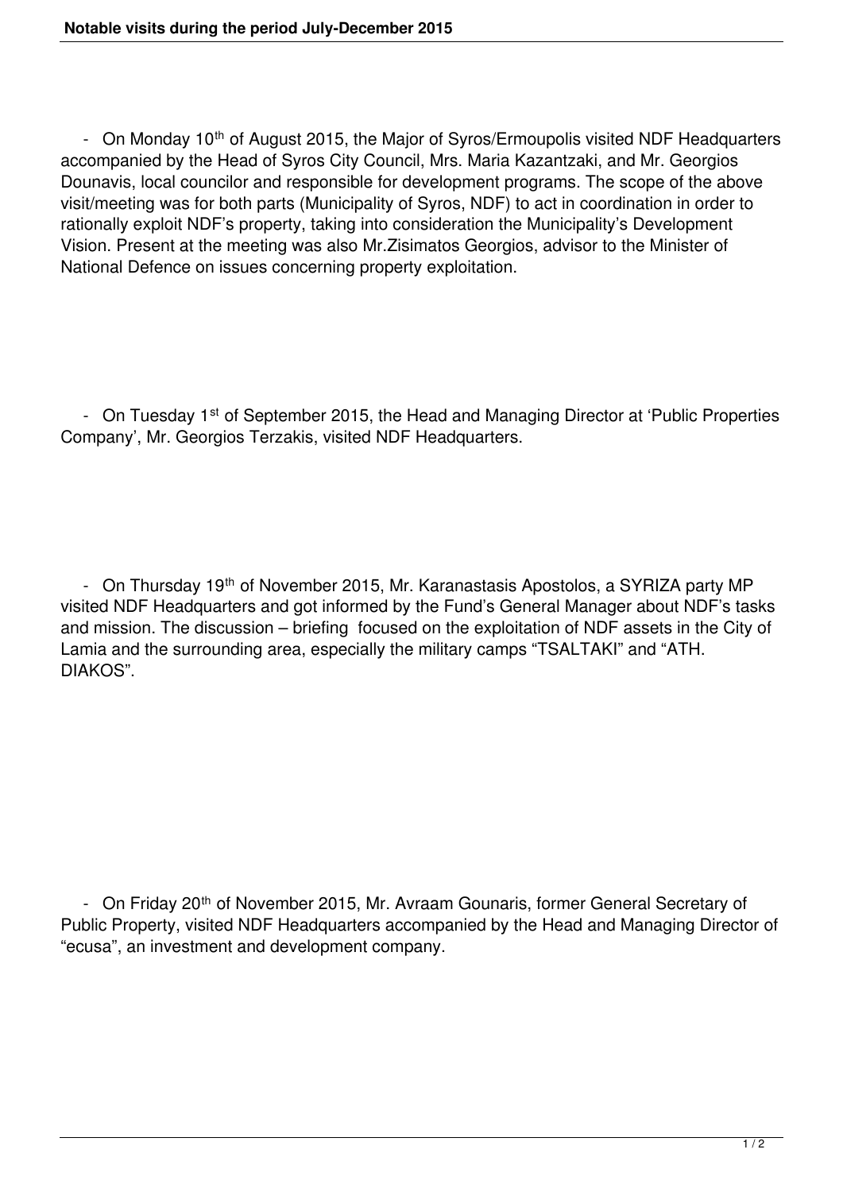# Notable visits during the period July-December 2015

- On Monday 10th of August 2015, the Major of Syros/Ermoupolis visited NDF Headquarters accompanied by the Head of Syros City Council, Mrs. Maria Kazantzaki, and Mr. Georgios Dounavis, local councilor and responsible for development programs. The scope of the above visit/meeting was for both parts (Municipality of Syros, NDF) to act in coordination in order to rationally exploit NDF's property, taking into consideration the Municipality's Development Vision. Present at the meeting was also Mr.Zisimatos Georgios, advisor to the Minister of National Defence on issues concerning property exploitation.

- On Tuesday 1st of September 2015, the Head and Managing Director at 'Public Properties Company', Mr. Georgios Terzakis, visited NDF Headquarters.

- On Thursday 19th of November 2015, Mr. Karanastasis Apostolos, a SYRIZA party MP visited NDF Headquarters and got informed by the Fund's General Manager about NDF's tasks and mission. The discussion – briefing focused on the exploitation of NDF assets in the City of Lamia and the surrounding area, especially the military camps "TSALTAKI" and "ATH. DIAKOS".

- On Friday 20th of November 2015, Mr. Avraam Gounaris, former General Secretary of Public Property, visited NDF Headquarters accompanied by the Head and Managing Director of "ecusa", an investment and development company.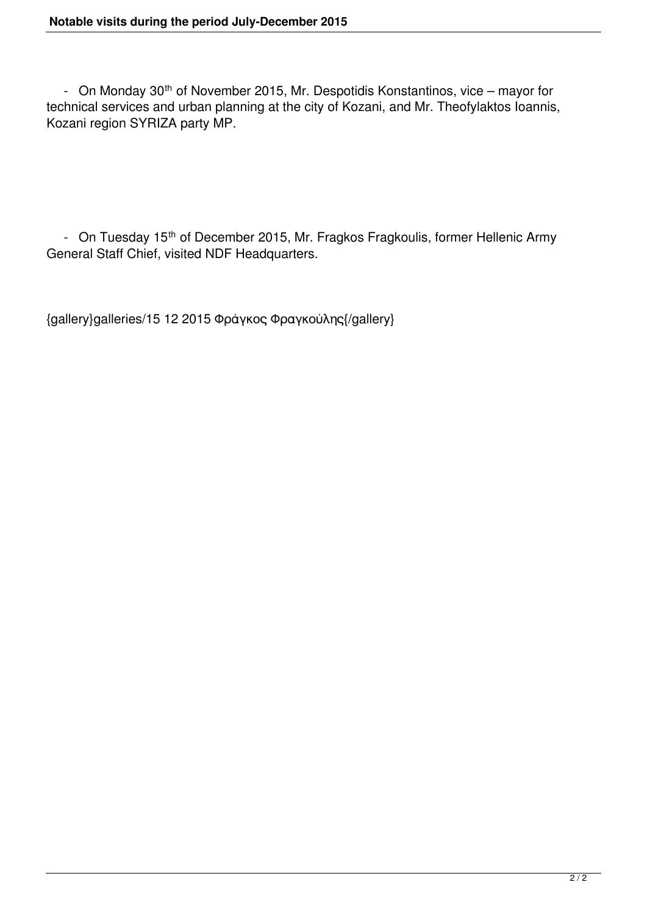- On Monday 30th of November 2015, Mr. Despotidis Konstantinos, vice – mayor for technical services and urban planning at the city of Kozani, and Mr. Theofylaktos Ioannis, Kozani region SYRIZA party MP.

- On Tuesday 15th of December 2015, Mr. Fragkos Fragkoulis, former Hellenic Army General Staff Chief, visited NDF Headquarters.

{gallery}galleries/15 12 2015 Φράγκος Φραγκούλης{/gallery}